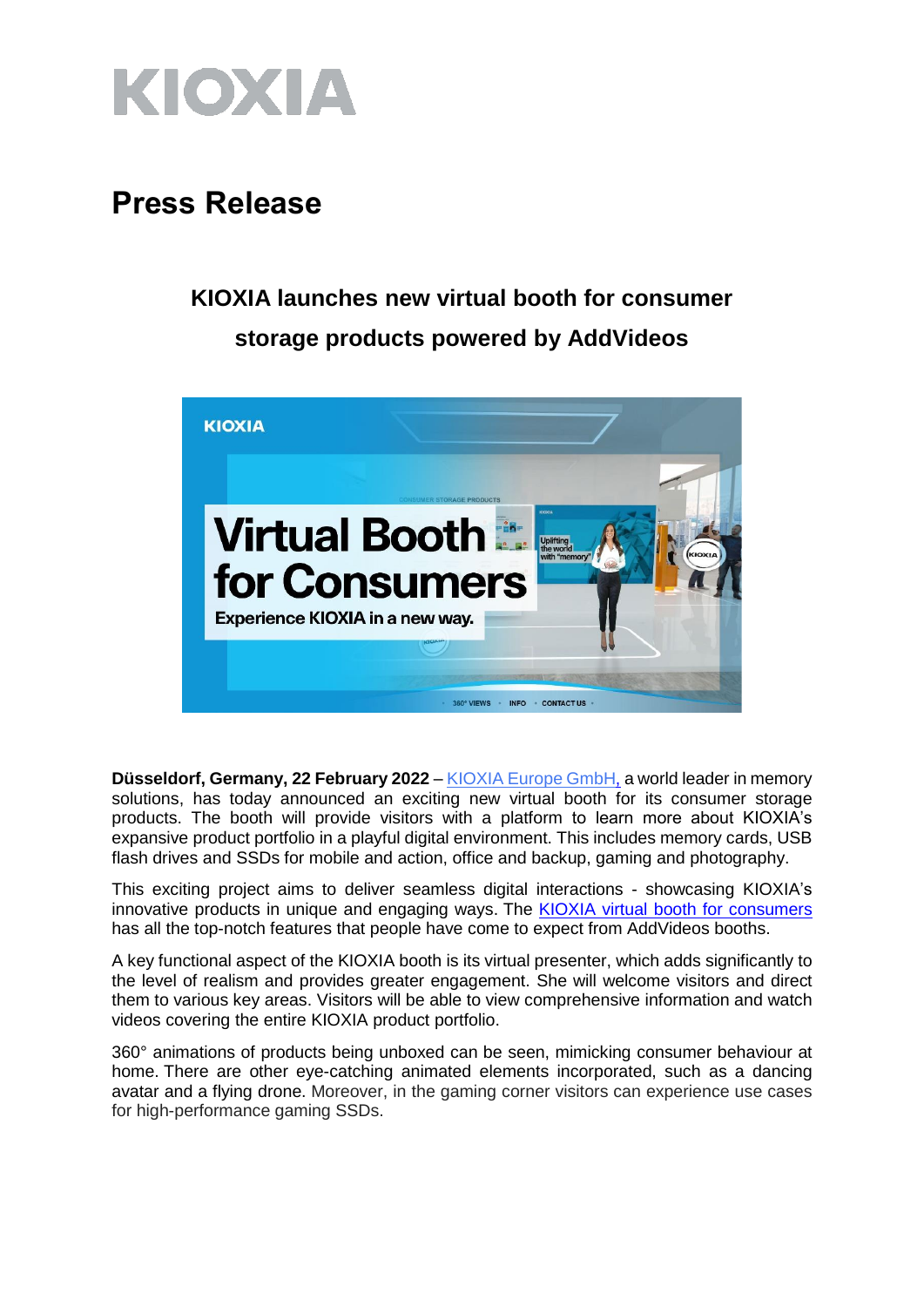# Press Release

## KIOXIA launches new virtual booth for consumer storage products powered by AddVideos

**Düsseldorf, Germany, 22 February 2022** – KIOXIA Europe GmbH, a world leader in memory solutions, has today announced an exciting new virtual booth for its consumer storage products. The booth will provide visitors with a platform to learn more about KIOXIA's expansive product portfolio in a playful digital environment. This includes memory cards, USB flash drives and SSDs for mobile and action, office and backup, gaming and photography.

This exciting project aims to deliver seamless digital interactions - showcasing KIOXIA's innovative products in unique and engaging ways. The KIOXIA virtual booth for consumers has all the top-notch features that people have come to expect from AddVideos booths.

A key functional aspect of the KIOXIA booth is its virtual presenter, which adds significantly to the level of realism and provides greater engagement. She will welcome visitors and direct them to various key areas. Visitors will be able to view comprehensive information and watch videos covering the entire KIOXIA product portfolio.

360° animations of products being unboxed can be seen, mimicking consumer behaviour at home. There are other eye-catching animated elements incorporated, such as a dancing avatar and a flying drone. Moreover, in the gaming corner visitors can experience use cases for high-performance gaming SSDs.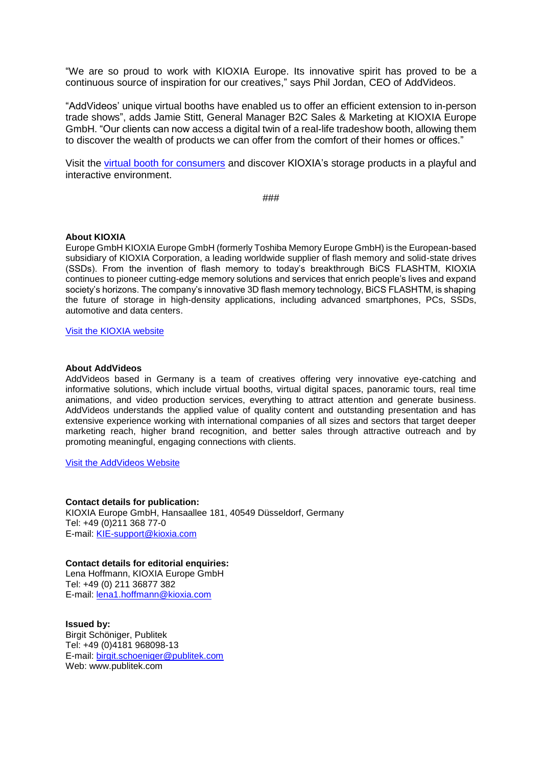"We are so proud to work with KIOXIA Europe. Its innovative spirit has proved to be a continuous source of inspiration for our creatives," says Phil Jordan, CEO of AddVideos.

"AddVideos' unique virtual booths have enabled us to offer an efficient extension to in-person trade shows", adds Jamie Stitt, General Manager B2C Sales & Marketing at KIOXIA Europe GmbH. "Our clients can now access a digital twin of a real-life tradeshow booth, allowing them to discover the wealth of products we can offer from the comfort of their homes or offices."

Visit the virtual booth for consumers and discover KIOXIA's storage products in a playful and interactive environment.

###

**About KIOXIA**

Europe GmbH KIOXIA Europe GmbH (formerly Toshiba Memory Europe GmbH) is the European-based subsidiary of KIOXIA Corporation, a leading worldwide supplier of flash memory and solid-state drives (SSDs). From the invention of flash memory to today's breakthrough BiCS FLASHTM, KIOXIA continues to pioneer cutting-edge memory solutions and services that enrich people's lives and expand society's horizons. The company's innovative 3D flash memory technology, BiCS FLASHTM, is shaping the future of storage in high-density applications, including advanced smartphones, PCs, SSDs, automotive and data centers.

Visit the KIOXIA website

**About AddVideos**

AddVideos based in Germany is a team of creatives offering very innovative eye-catching and informative solutions, which include virtual booths, virtual digital spaces, panoramic tours, real time animations, and video production services, everything to attract attention and generate business. AddVideos understands the applied value of quality content and outstanding presentation and has extensive experience working with international companies of all sizes and sectors that target deeper marketing reach, higher brand recognition, and better sales through attractive outreach and by promoting meaningful, engaging connections with clients.

Visit the AddVideos Website

**Contact details for publication:**
KIOXIA Europe GmbH, Hansaallee 181, 40549 Düsseldorf, Germany
Tel: +49 (0)211 368 77-0
E-mail: KIE-support@kioxia.com

**Contact details for editorial enquiries:**
Lena Hoffmann, KIOXIA Europe GmbH
Tel: +49 (0) 211 36877 382
E-mail: lena1.hoffmann@kioxia.com

**Issued by:**
Birgit Schöniger, Publitek
Tel: +49 (0)4181 968098-13
E-mail: birgit.schoeniger@publitek.com
Web: www.publitek.com